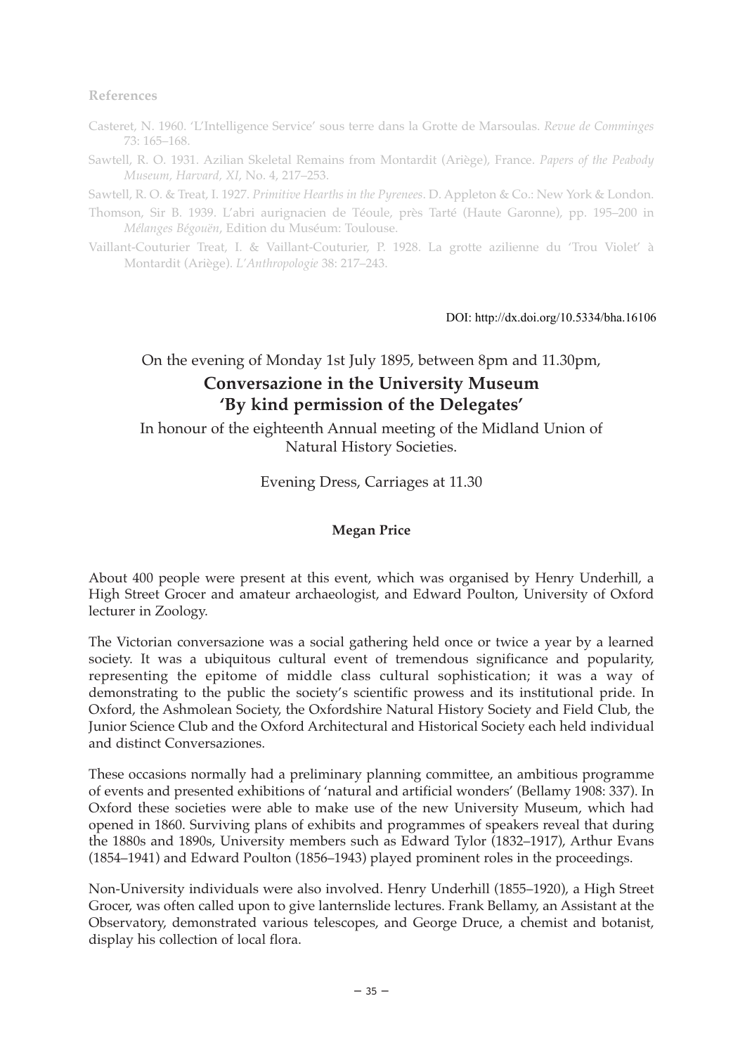## References

Casteret, N. 1960. 'L'Intelligence Service' sous terre dans la Grotte de Marsoulas. *Revue de Comminges* 73: 165–168.

Sawtell, R. O. 1931. Azilian Skeletal Remains from Montardit (Ariège), France. *Papers of the Peabody Museum, Harvard, XI*, No. 4, 217–253.

Sawtell, R. O. & Treat, I. 1927. *Primitive Hearths in the Pyrenees*. D. Appleton & Co.: New York & London.

Thomson, Sir B. 1939. L'abri aurignacien de Téoule, près Tarté (Haute Garonne), pp. 195–200 in *Mélanges Bégouën*, Edition du Muséum: Toulouse.

Vaillant-Couturier Treat, I. & Vaillant-Couturier, P. 1928. La grotte azilienne du 'Trou Violet' à Montardit (Ariège). *L'Anthropologie* 38: 217–243.

DOI: http://dx.doi.org/10.5334/bha.16106

On the evening of Monday 1st July 1895, between 8pm and 11.30pm,

# Conversazione in the University Museum 'By kind permission of the Delegates'

In honour of the eighteenth Annual meeting of the Midland Union of Natural History Societies.

Evening Dress, Carriages at 11.30

**Megan Price**

About 400 people were present at this event, which was organised by Henry Underhill, a High Street Grocer and amateur archaeologist, and Edward Poulton, University of Oxford lecturer in Zoology.

The Victorian conversazione was a social gathering held once or twice a year by a learned society. It was a ubiquitous cultural event of tremendous significance and popularity, representing the epitome of middle class cultural sophistication; it was a way of demonstrating to the public the society's scientific prowess and its institutional pride. In Oxford, the Ashmolean Society, the Oxfordshire Natural History Society and Field Club, the Junior Science Club and the Oxford Architectural and Historical Society each held individual and distinct Conversaziones.

These occasions normally had a preliminary planning committee, an ambitious programme of events and presented exhibitions of 'natural and artificial wonders' (Bellamy 1908: 337). In Oxford these societies were able to make use of the new University Museum, which had opened in 1860. Surviving plans of exhibits and programmes of speakers reveal that during the 1880s and 1890s, University members such as Edward Tylor (1832–1917), Arthur Evans (1854–1941) and Edward Poulton (1856–1943) played prominent roles in the proceedings.

Non-University individuals were also involved. Henry Underhill (1855–1920), a High Street Grocer, was often called upon to give lanternslide lectures. Frank Bellamy, an Assistant at the Observatory, demonstrated various telescopes, and George Druce, a chemist and botanist, display his collection of local flora.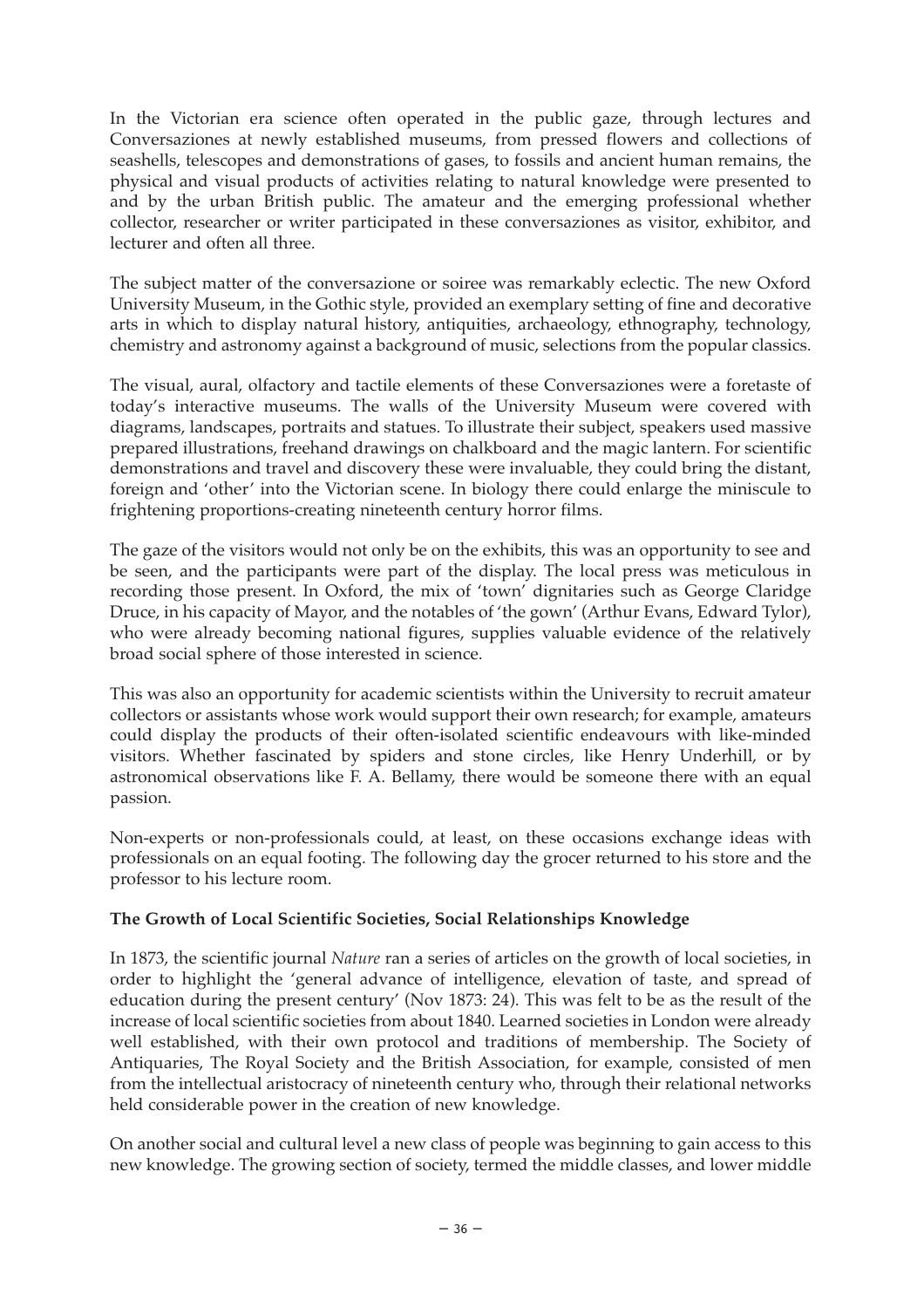In the Victorian era science often operated in the public gaze, through lectures and Conversaziones at newly established museums, from pressed flowers and collections of seashells, telescopes and demonstrations of gases, to fossils and ancient human remains, the physical and visual products of activities relating to natural knowledge were presented to and by the urban British public. The amateur and the emerging professional whether collector, researcher or writer participated in these conversaziones as visitor, exhibitor, and lecturer and often all three.

The subject matter of the conversazione or soiree was remarkably eclectic. The new Oxford University Museum, in the Gothic style, provided an exemplary setting of fine and decorative arts in which to display natural history, antiquities, archaeology, ethnography, technology, chemistry and astronomy against a background of music, selections from the popular classics.

The visual, aural, olfactory and tactile elements of these Conversaziones were a foretaste of today's interactive museums. The walls of the University Museum were covered with diagrams, landscapes, portraits and statues. To illustrate their subject, speakers used massive prepared illustrations, freehand drawings on chalkboard and the magic lantern. For scientific demonstrations and travel and discovery these were invaluable, they could bring the distant, foreign and 'other' into the Victorian scene. In biology there could enlarge the miniscule to frightening proportions-creating nineteenth century horror films.

The gaze of the visitors would not only be on the exhibits, this was an opportunity to see and be seen, and the participants were part of the display. The local press was meticulous in recording those present. In Oxford, the mix of 'town' dignitaries such as George Claridge Druce, in his capacity of Mayor, and the notables of 'the gown' (Arthur Evans, Edward Tylor), who were already becoming national figures, supplies valuable evidence of the relatively broad social sphere of those interested in science.

This was also an opportunity for academic scientists within the University to recruit amateur collectors or assistants whose work would support their own research; for example, amateurs could display the products of their often-isolated scientific endeavours with like-minded visitors. Whether fascinated by spiders and stone circles, like Henry Underhill, or by astronomical observations like F. A. Bellamy, there would be someone there with an equal passion.

Non-experts or non-professionals could, at least, on these occasions exchange ideas with professionals on an equal footing. The following day the grocer returned to his store and the professor to his lecture room.

**The Growth of Local Scientific Societies, Social Relationships Knowledge**

In 1873, the scientific journal *Nature* ran a series of articles on the growth of local societies, in order to highlight the 'general advance of intelligence, elevation of taste, and spread of education during the present century' (Nov 1873: 24). This was felt to be as the result of the increase of local scientific societies from about 1840. Learned societies in London were already well established, with their own protocol and traditions of membership. The Society of Antiquaries, The Royal Society and the British Association, for example, consisted of men from the intellectual aristocracy of nineteenth century who, through their relational networks held considerable power in the creation of new knowledge.

On another social and cultural level a new class of people was beginning to gain access to this new knowledge. The growing section of society, termed the middle classes, and lower middle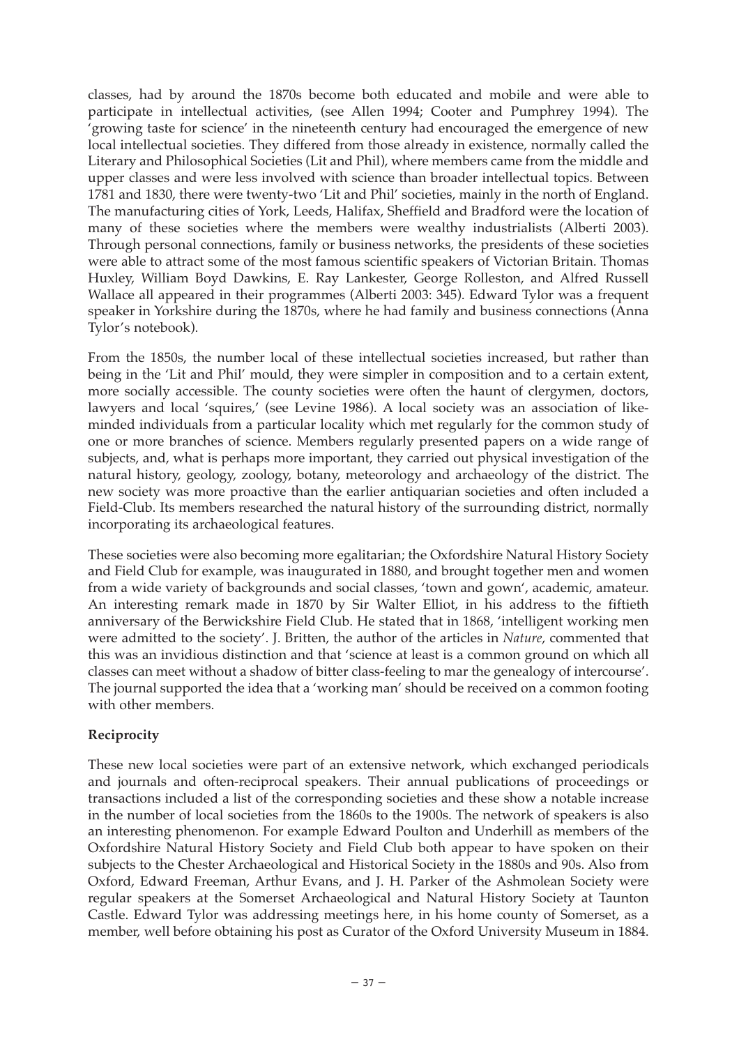classes, had by around the 1870s become both educated and mobile and were able to participate in intellectual activities, (see Allen 1994; Cooter and Pumphrey 1994). The 'growing taste for science' in the nineteenth century had encouraged the emergence of new local intellectual societies. They differed from those already in existence, normally called the Literary and Philosophical Societies (Lit and Phil), where members came from the middle and upper classes and were less involved with science than broader intellectual topics. Between 1781 and 1830, there were twenty-two 'Lit and Phil' societies, mainly in the north of England. The manufacturing cities of York, Leeds, Halifax, Sheffield and Bradford were the location of many of these societies where the members were wealthy industrialists (Alberti 2003). Through personal connections, family or business networks, the presidents of these societies were able to attract some of the most famous scientific speakers of Victorian Britain. Thomas Huxley, William Boyd Dawkins, E. Ray Lankester, George Rolleston, and Alfred Russell Wallace all appeared in their programmes (Alberti 2003: 345). Edward Tylor was a frequent speaker in Yorkshire during the 1870s, where he had family and business connections (Anna Tylor's notebook).

From the 1850s, the number local of these intellectual societies increased, but rather than being in the 'Lit and Phil' mould, they were simpler in composition and to a certain extent, more socially accessible. The county societies were often the haunt of clergymen, doctors, lawyers and local 'squires,' (see Levine 1986). A local society was an association of like-minded individuals from a particular locality which met regularly for the common study of one or more branches of science. Members regularly presented papers on a wide range of subjects, and, what is perhaps more important, they carried out physical investigation of the natural history, geology, zoology, botany, meteorology and archaeology of the district. The new society was more proactive than the earlier antiquarian societies and often included a Field-Club. Its members researched the natural history of the surrounding district, normally incorporating its archaeological features.

These societies were also becoming more egalitarian; the Oxfordshire Natural History Society and Field Club for example, was inaugurated in 1880, and brought together men and women from a wide variety of backgrounds and social classes, 'town and gown', academic, amateur. An interesting remark made in 1870 by Sir Walter Elliot, in his address to the fiftieth anniversary of the Berwickshire Field Club. He stated that in 1868, 'intelligent working men were admitted to the society'. J. Britten, the author of the articles in *Nature*, commented that this was an invidious distinction and that 'science at least is a common ground on which all classes can meet without a shadow of bitter class-feeling to mar the genealogy of intercourse'. The journal supported the idea that a 'working man' should be received on a common footing with other members.

**Reciprocity**

These new local societies were part of an extensive network, which exchanged periodicals and journals and often-reciprocal speakers. Their annual publications of proceedings or transactions included a list of the corresponding societies and these show a notable increase in the number of local societies from the 1860s to the 1900s. The network of speakers is also an interesting phenomenon. For example Edward Poulton and Underhill as members of the Oxfordshire Natural History Society and Field Club both appear to have spoken on their subjects to the Chester Archaeological and Historical Society in the 1880s and 90s. Also from Oxford, Edward Freeman, Arthur Evans, and J. H. Parker of the Ashmolean Society were regular speakers at the Somerset Archaeological and Natural History Society at Taunton Castle. Edward Tylor was addressing meetings here, in his home county of Somerset, as a member, well before obtaining his post as Curator of the Oxford University Museum in 1884.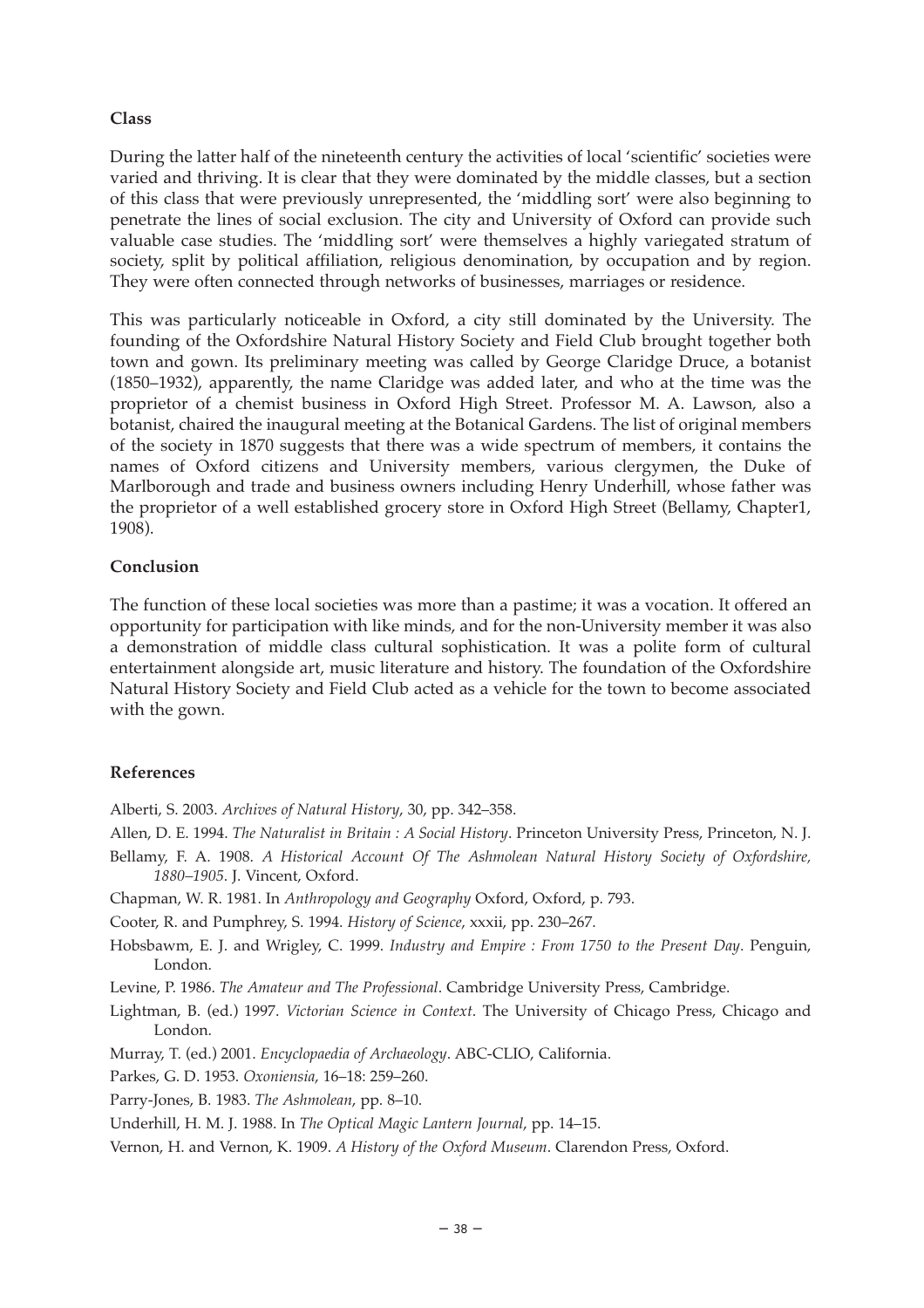## Class

During the latter half of the nineteenth century the activities of local 'scientific' societies were varied and thriving. It is clear that they were dominated by the middle classes, but a section of this class that were previously unrepresented, the 'middling sort' were also beginning to penetrate the lines of social exclusion. The city and University of Oxford can provide such valuable case studies. The 'middling sort' were themselves a highly variegated stratum of society, split by political affiliation, religious denomination, by occupation and by region. They were often connected through networks of businesses, marriages or residence.

This was particularly noticeable in Oxford, a city still dominated by the University. The founding of the Oxfordshire Natural History Society and Field Club brought together both town and gown. Its preliminary meeting was called by George Claridge Druce, a botanist (1850–1932), apparently, the name Claridge was added later, and who at the time was the proprietor of a chemist business in Oxford High Street. Professor M. A. Lawson, also a botanist, chaired the inaugural meeting at the Botanical Gardens. The list of original members of the society in 1870 suggests that there was a wide spectrum of members, it contains the names of Oxford citizens and University members, various clergymen, the Duke of Marlborough and trade and business owners including Henry Underhill, whose father was the proprietor of a well established grocery store in Oxford High Street (Bellamy, Chapter1, 1908).

## Conclusion

The function of these local societies was more than a pastime; it was a vocation. It offered an opportunity for participation with like minds, and for the non-University member it was also a demonstration of middle class cultural sophistication. It was a polite form of cultural entertainment alongside art, music literature and history. The foundation of the Oxfordshire Natural History Society and Field Club acted as a vehicle for the town to become associated with the gown.

## References

Alberti, S. 2003. *Archives of Natural History*, 30, pp. 342–358.

Allen, D. E. 1994. *The Naturalist in Britain : A Social History*. Princeton University Press, Princeton, N. J.

Bellamy, F. A. 1908. *A Historical Account Of The Ashmolean Natural History Society of Oxfordshire, 1880–1905*. J. Vincent, Oxford.

Chapman, W. R. 1981. In *Anthropology and Geography* Oxford, Oxford, p. 793.

Cooter, R. and Pumphrey, S. 1994. *History of Science*, xxxii, pp. 230–267.

Hobsbawm, E. J. and Wrigley, C. 1999. *Industry and Empire : From 1750 to the Present Day*. Penguin, London.

Levine, P. 1986. *The Amateur and The Professional*. Cambridge University Press, Cambridge.

Lightman, B. (ed.) 1997. *Victorian Science in Context*. The University of Chicago Press, Chicago and London.

Murray, T. (ed.) 2001. *Encyclopaedia of Archaeology*. ABC-CLIO, California.

Parkes, G. D. 1953. *Oxoniensia*, 16–18: 259–260.

Parry-Jones, B. 1983. *The Ashmolean*, pp. 8–10.

Underhill, H. M. J. 1988. In *The Optical Magic Lantern Journal*, pp. 14–15.

Vernon, H. and Vernon, K. 1909. *A History of the Oxford Museum*. Clarendon Press, Oxford.